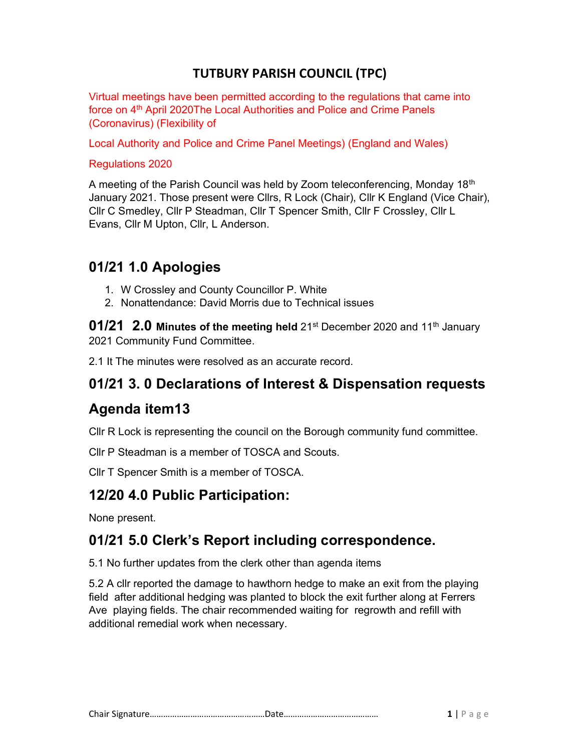# TUTBURY PARISH COUNCIL (TPC)

Virtual meetings have been permitted according to the regulations that came into force on 4th April 2020The Local Authorities and Police and Crime Panels (Coronavirus) (Flexibility of

Local Authority and Police and Crime Panel Meetings) (England and Wales)

Regulations 2020

A meeting of the Parish Council was held by Zoom teleconferencing, Monday 18th January 2021. Those present were Cllrs, R Lock (Chair), Cllr K England (Vice Chair), Cllr C Smedley, Cllr P Steadman, Cllr T Spencer Smith, Cllr F Crossley, Cllr L Evans, Cllr M Upton, Cllr, L Anderson.

## 01/21 1.0 Apologies

1. W Crossley and County Councillor P. White
2. Nonattendance: David Morris due to Technical issues

**01/21 2.0 Minutes of the meeting held** 21st December 2020 and 11th January 2021 Community Fund Committee.

2.1 It The minutes were resolved as an accurate record.

## 01/21 3. 0 Declarations of Interest & Dispensation requests

## Agenda item13

Cllr R Lock is representing the council on the Borough community fund committee.

Cllr P Steadman is a member of TOSCA and Scouts.

Cllr T Spencer Smith is a member of TOSCA.

## 12/20 4.0 Public Participation:

None present.

## 01/21 5.0 Clerk's Report including correspondence.

5.1 No further updates from the clerk other than agenda items

5.2 A cllr reported the damage to hawthorn hedge to make an exit from the playing field after additional hedging was planted to block the exit further along at Ferrers Ave playing fields. The chair recommended waiting for regrowth and refill with additional remedial work when necessary.

Chair Signature……………………………………………Date……………………………………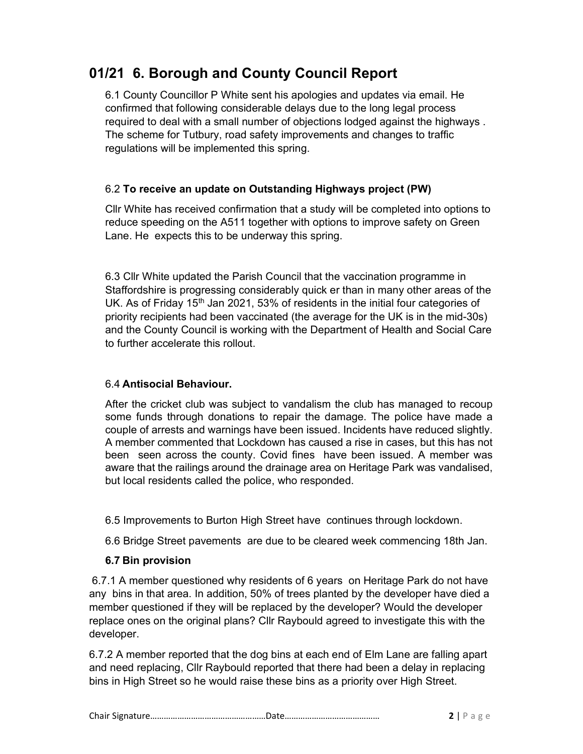## 01/21 6. Borough and County Council Report

6.1 County Councillor P White sent his apologies and updates via email. He confirmed that following considerable delays due to the long legal process required to deal with a small number of objections lodged against the highways . The scheme for Tutbury, road safety improvements and changes to traffic regulations will be implemented this spring.

6.2 **To receive an update on Outstanding Highways project (PW)**

Cllr White has received confirmation that a study will be completed into options to reduce speeding on the A511 together with options to improve safety on Green Lane. He expects this to be underway this spring.

6.3 Cllr White updated the Parish Council that the vaccination programme in Staffordshire is progressing considerably quick er than in many other areas of the UK. As of Friday 15th Jan 2021, 53% of residents in the initial four categories of priority recipients had been vaccinated (the average for the UK is in the mid-30s) and the County Council is working with the Department of Health and Social Care to further accelerate this rollout.

6.4 **Antisocial Behaviour.**

After the cricket club was subject to vandalism the club has managed to recoup some funds through donations to repair the damage. The police have made a couple of arrests and warnings have been issued. Incidents have reduced slightly. A member commented that Lockdown has caused a rise in cases, but this has not been seen across the county. Covid fines have been issued. A member was aware that the railings around the drainage area on Heritage Park was vandalised, but local residents called the police, who responded.

6.5 Improvements to Burton High Street have continues through lockdown.

6.6 Bridge Street pavements are due to be cleared week commencing 18th Jan.

**6.7 Bin provision**

6.7.1 A member questioned why residents of 6 years on Heritage Park do not have any bins in that area. In addition, 50% of trees planted by the developer have died a member questioned if they will be replaced by the developer? Would the developer replace ones on the original plans? Cllr Raybould agreed to investigate this with the developer.

6.7.2 A member reported that the dog bins at each end of Elm Lane are falling apart and need replacing, Cllr Raybould reported that there had been a delay in replacing bins in High Street so he would raise these bins as a priority over High Street.

Chair Signature……………………………………………Date……………………………………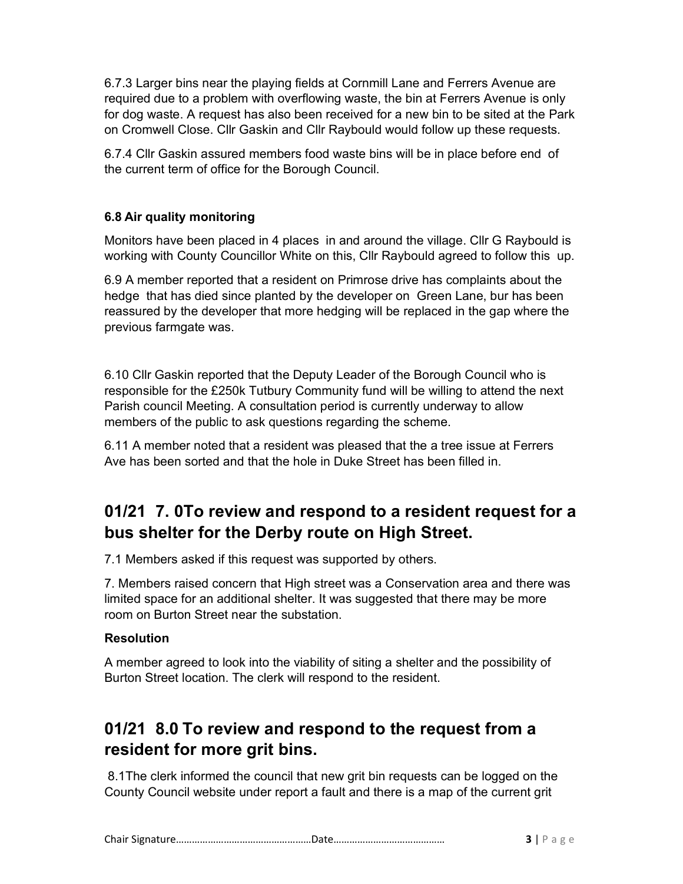6.7.3 Larger bins near the playing fields at Cornmill Lane and Ferrers Avenue are required due to a problem with overflowing waste, the bin at Ferrers Avenue is only for dog waste. A request has also been received for a new bin to be sited at the Park on Cromwell Close. Cllr Gaskin and Cllr Raybould would follow up these requests.

6.7.4 Cllr Gaskin assured members food waste bins will be in place before end of the current term of office for the Borough Council.

**6.8 Air quality monitoring**

Monitors have been placed in 4 places in and around the village. Cllr G Raybould is working with County Councillor White on this, Cllr Raybould agreed to follow this up.

6.9 A member reported that a resident on Primrose drive has complaints about the hedge that has died since planted by the developer on Green Lane, bur has been reassured by the developer that more hedging will be replaced in the gap where the previous farmgate was.

6.10 Cllr Gaskin reported that the Deputy Leader of the Borough Council who is responsible for the £250k Tutbury Community fund will be willing to attend the next Parish council Meeting. A consultation period is currently underway to allow members of the public to ask questions regarding the scheme.

6.11 A member noted that a resident was pleased that the a tree issue at Ferrers Ave has been sorted and that the hole in Duke Street has been filled in.

## 01/21 7. 0To review and respond to a resident request for a bus shelter for the Derby route on High Street.

7.1 Members asked if this request was supported by others.

7. Members raised concern that High street was a Conservation area and there was limited space for an additional shelter. It was suggested that there may be more room on Burton Street near the substation.

**Resolution**

A member agreed to look into the viability of siting a shelter and the possibility of Burton Street location. The clerk will respond to the resident.

## 01/21 8.0 To review and respond to the request from a resident for more grit bins.

8.1The clerk informed the council that new grit bin requests can be logged on the County Council website under report a fault and there is a map of the current grit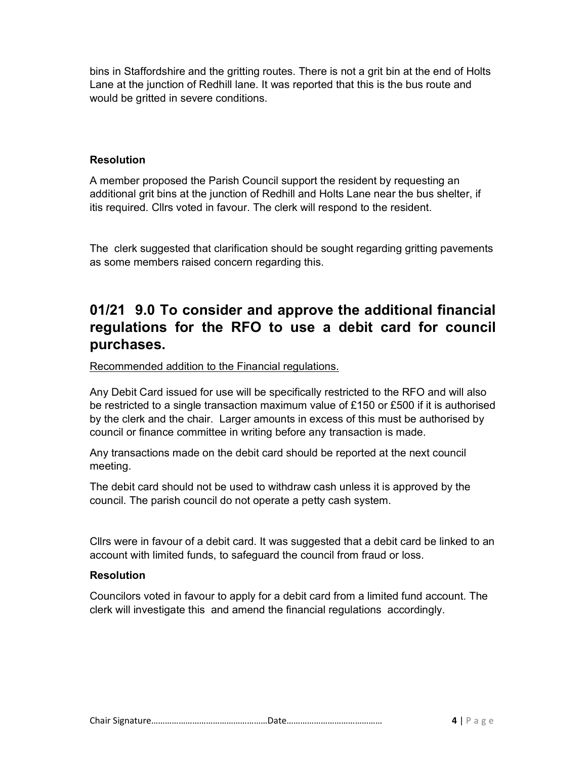bins in Staffordshire and the gritting routes. There is not a grit bin at the end of Holts Lane at the junction of Redhill lane. It was reported that this is the bus route and would be gritted in severe conditions.

**Resolution**

A member proposed the Parish Council support the resident by requesting an additional grit bins at the junction of Redhill and Holts Lane near the bus shelter, if itis required. Cllrs voted in favour. The clerk will respond to the resident.

The clerk suggested that clarification should be sought regarding gritting pavements as some members raised concern regarding this.

## 01/21 9.0 To consider and approve the additional financial regulations for the RFO to use a debit card for council purchases.

Recommended addition to the Financial regulations.

Any Debit Card issued for use will be specifically restricted to the RFO and will also be restricted to a single transaction maximum value of £150 or £500 if it is authorised by the clerk and the chair. Larger amounts in excess of this must be authorised by council or finance committee in writing before any transaction is made.

Any transactions made on the debit card should be reported at the next council meeting.

The debit card should not be used to withdraw cash unless it is approved by the council. The parish council do not operate a petty cash system.

Cllrs were in favour of a debit card. It was suggested that a debit card be linked to an account with limited funds, to safeguard the council from fraud or loss.

**Resolution**

Councilors voted in favour to apply for a debit card from a limited fund account. The clerk will investigate this and amend the financial regulations accordingly.

Chair Signature……………………………………………Date……………………………………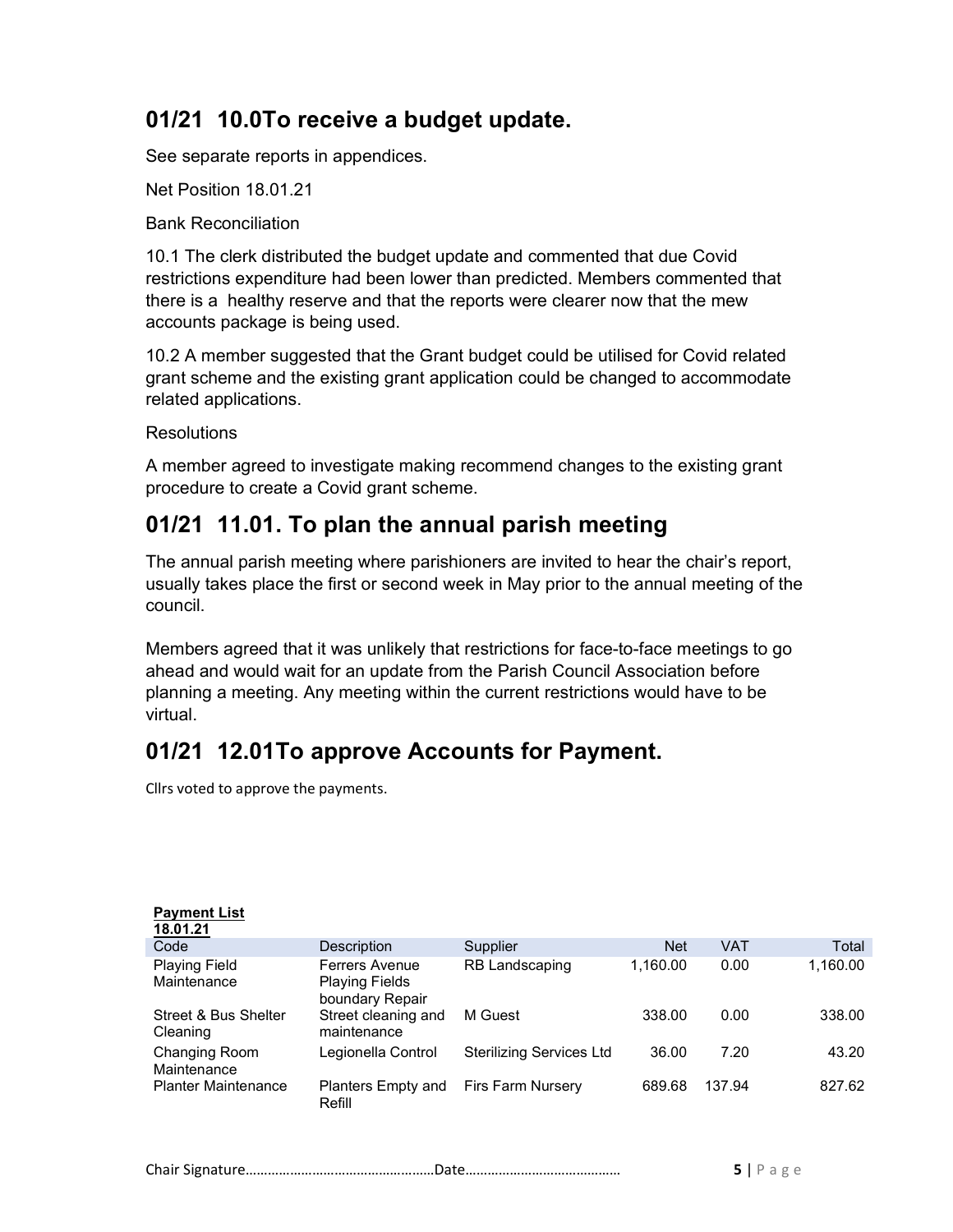## 01/21 10.0To receive a budget update.

See separate reports in appendices.

Net Position 18.01.21

Bank Reconciliation

10.1 The clerk distributed the budget update and commented that due Covid restrictions expenditure had been lower than predicted. Members commented that there is a healthy reserve and that the reports were clearer now that the mew accounts package is being used.

10.2 A member suggested that the Grant budget could be utilised for Covid related grant scheme and the existing grant application could be changed to accommodate related applications.

Resolutions

A member agreed to investigate making recommend changes to the existing grant procedure to create a Covid grant scheme.

## 01/21 11.01. To plan the annual parish meeting

The annual parish meeting where parishioners are invited to hear the chair's report, usually takes place the first or second week in May prior to the annual meeting of the council.

Members agreed that it was unlikely that restrictions for face-to-face meetings to go ahead and would wait for an update from the Parish Council Association before planning a meeting. Any meeting within the current restrictions would have to be virtual.

## 01/21 12.01To approve Accounts for Payment.

Cllrs voted to approve the payments.

**Payment List 18.01.21**

| Code | Description | Supplier | Net | VAT | Total |
|---|---|---|---|---|---|
| Playing Field Maintenance | Ferrers Avenue Playing Fields boundary Repair | RB Landscaping | 1,160.00 | 0.00 | 1,160.00 |
| Street & Bus Shelter Cleaning | Street cleaning and maintenance | M Guest | 338.00 | 0.00 | 338.00 |
| Changing Room Maintenance | Legionella Control | Sterilizing Services Ltd | 36.00 | 7.20 | 43.20 |
| Planter Maintenance | Planters Empty and Refill | Firs Farm Nursery | 689.68 | 137.94 | 827.62 |

Chair Signature…………………………………………Date……………………………………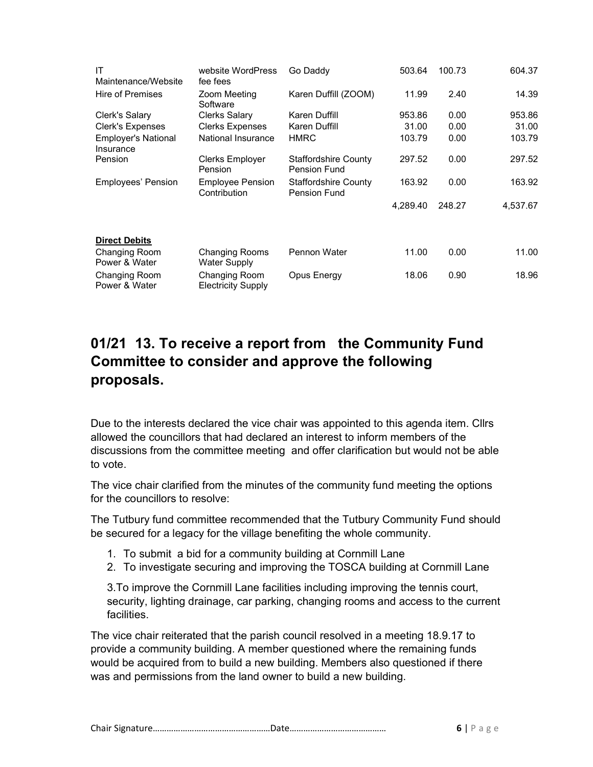| | | | | | |
|---|---|---|---|---|---|
| IT Maintenance/Website | website WordPress fee fees | Go Daddy | 503.64 | 100.73 | 604.37 |
| Hire of Premises | Zoom Meeting Software | Karen Duffill (ZOOM) | 11.99 | 2.40 | 14.39 |
| Clerk's Salary | Clerks Salary | Karen Duffill | 953.86 | 0.00 | 953.86 |
| Clerk's Expenses | Clerks Expenses | Karen Duffill | 31.00 | 0.00 | 31.00 |
| Employer's National Insurance | National Insurance | HMRC | 103.79 | 0.00 | 103.79 |
| Pension | Clerks Employer Pension | Staffordshire County Pension Fund | 297.52 | 0.00 | 297.52 |
| Employees' Pension | Employee Pension Contribution | Staffordshire County Pension Fund | 163.92 | 0.00 | 163.92 |
| | | | 4,289.40 | 248.27 | 4,537.67 |

| | | | | | |
|---|---|---|---|---|---|
| **Direct Debits** | | | | | |
| Changing Room Power & Water | Changing Rooms Water Supply | Pennon Water | 11.00 | 0.00 | 11.00 |
| Changing Room Power & Water | Changing Room Electricity Supply | Opus Energy | 18.06 | 0.90 | 18.96 |

## 01/21 13. To receive a report from the Community Fund Committee to consider and approve the following proposals.

Due to the interests declared the vice chair was appointed to this agenda item. Cllrs allowed the councillors that had declared an interest to inform members of the discussions from the committee meeting and offer clarification but would not be able to vote.

The vice chair clarified from the minutes of the community fund meeting the options for the councillors to resolve:

The Tutbury fund committee recommended that the Tutbury Community Fund should be secured for a legacy for the village benefiting the whole community.

1. To submit a bid for a community building at Cornmill Lane
2. To investigate securing and improving the TOSCA building at Cornmill Lane

3.To improve the Cornmill Lane facilities including improving the tennis court, security, lighting drainage, car parking, changing rooms and access to the current facilities.

The vice chair reiterated that the parish council resolved in a meeting 18.9.17 to provide a community building. A member questioned where the remaining funds would be acquired from to build a new building. Members also questioned if there was and permissions from the land owner to build a new building.

Chair Signature……………………………………………Date……………………………………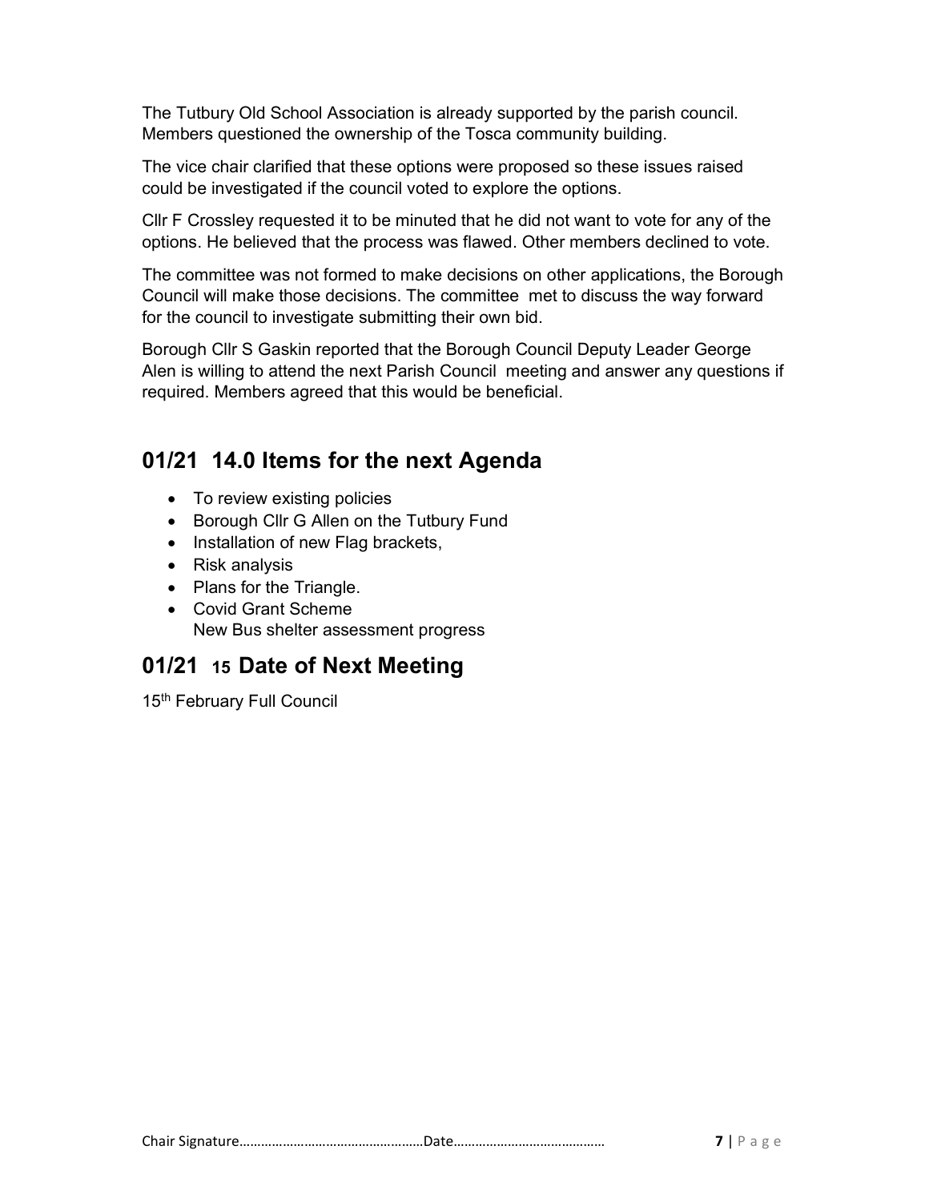The Tutbury Old School Association is already supported by the parish council. Members questioned the ownership of the Tosca community building.

The vice chair clarified that these options were proposed so these issues raised could be investigated if the council voted to explore the options.

Cllr F Crossley requested it to be minuted that he did not want to vote for any of the options. He believed that the process was flawed. Other members declined to vote.

The committee was not formed to make decisions on other applications, the Borough Council will make those decisions. The committee met to discuss the way forward for the council to investigate submitting their own bid.

Borough Cllr S Gaskin reported that the Borough Council Deputy Leader George Alen is willing to attend the next Parish Council meeting and answer any questions if required. Members agreed that this would be beneficial.

## 01/21 14.0 Items for the next Agenda

- To review existing policies
- Borough Cllr G Allen on the Tutbury Fund
- Installation of new Flag brackets,
- Risk analysis
- Plans for the Triangle.
- Covid Grant Scheme
  New Bus shelter assessment progress

## 01/21 15 Date of Next Meeting

15th February Full Council

Chair Signature……………………………………………Date…………………………………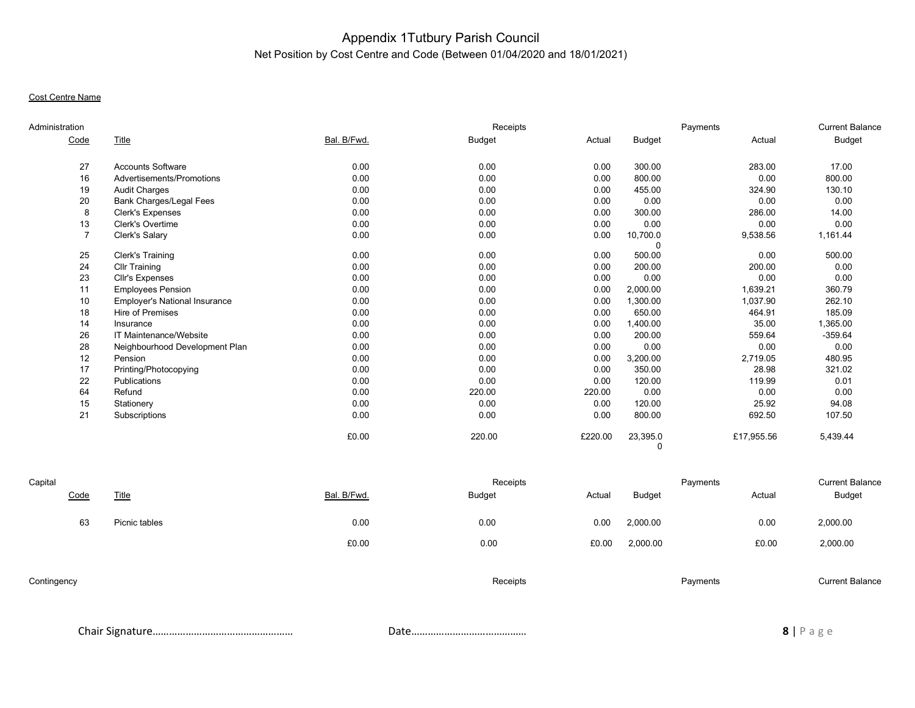# Appendix 1Tutbury Parish Council

## Net Position by Cost Centre and Code (Between 01/04/2020 and 18/01/2021)

Cost Centre Name

### Administration

| Code | Title | Bal. B/Fwd. | Receipts Budget | Receipts Actual | Payments Budget | Payments Actual | Current Balance Budget |
|---|---|---|---|---|---|---|---|
| 27 | Accounts Software | 0.00 | 0.00 | 0.00 | 300.00 | 283.00 | 17.00 |
| 16 | Advertisements/Promotions | 0.00 | 0.00 | 0.00 | 800.00 | 0.00 | 800.00 |
| 19 | Audit Charges | 0.00 | 0.00 | 0.00 | 455.00 | 324.90 | 130.10 |
| 20 | Bank Charges/Legal Fees | 0.00 | 0.00 | 0.00 | 0.00 | 0.00 | 0.00 |
| 8 | Clerk's Expenses | 0.00 | 0.00 | 0.00 | 300.00 | 286.00 | 14.00 |
| 13 | Clerk's Overtime | 0.00 | 0.00 | 0.00 | 0.00 | 0.00 | 0.00 |
| 7 | Clerk's Salary | 0.00 | 0.00 | 0.00 | 10,700.00 | 9,538.56 | 1,161.44 |
| 25 | Clerk's Training | 0.00 | 0.00 | 0.00 | 500.00 | 0.00 | 500.00 |
| 24 | Cllr Training | 0.00 | 0.00 | 0.00 | 200.00 | 200.00 | 0.00 |
| 23 | Cllr's Expenses | 0.00 | 0.00 | 0.00 | 0.00 | 0.00 | 0.00 |
| 11 | Employees Pension | 0.00 | 0.00 | 0.00 | 2,000.00 | 1,639.21 | 360.79 |
| 10 | Employer's National Insurance | 0.00 | 0.00 | 0.00 | 1,300.00 | 1,037.90 | 262.10 |
| 18 | Hire of Premises | 0.00 | 0.00 | 0.00 | 650.00 | 464.91 | 185.09 |
| 14 | Insurance | 0.00 | 0.00 | 0.00 | 1,400.00 | 35.00 | 1,365.00 |
| 26 | IT Maintenance/Website | 0.00 | 0.00 | 0.00 | 200.00 | 559.64 | -359.64 |
| 28 | Neighbourhood Development Plan | 0.00 | 0.00 | 0.00 | 0.00 | 0.00 | 0.00 |
| 12 | Pension | 0.00 | 0.00 | 0.00 | 3,200.00 | 2,719.05 | 480.95 |
| 17 | Printing/Photocopying | 0.00 | 0.00 | 0.00 | 350.00 | 28.98 | 321.02 |
| 22 | Publications | 0.00 | 0.00 | 0.00 | 120.00 | 119.99 | 0.01 |
| 64 | Refund | 0.00 | 220.00 | 220.00 | 0.00 | 0.00 | 0.00 |
| 15 | Stationery | 0.00 | 0.00 | 0.00 | 120.00 | 25.92 | 94.08 |
| 21 | Subscriptions | 0.00 | 0.00 | 0.00 | 800.00 | 692.50 | 107.50 |
| | | £0.00 | 220.00 | £220.00 | 23,395.00 | £17,955.56 | 5,439.44 |

### Capital

| Code | Title | Bal. B/Fwd. | Receipts Budget | Receipts Actual | Payments Budget | Payments Actual | Current Balance Budget |
|---|---|---|---|---|---|---|---|
| 63 | Picnic tables | 0.00 | 0.00 | 0.00 | 2,000.00 | 0.00 | 2,000.00 |
| | | £0.00 | 0.00 | £0.00 | 2,000.00 | £0.00 | 2,000.00 |

### Contingency

Receipts Payments Current Balance

Chair Signature…………………………………………… Date……………………………………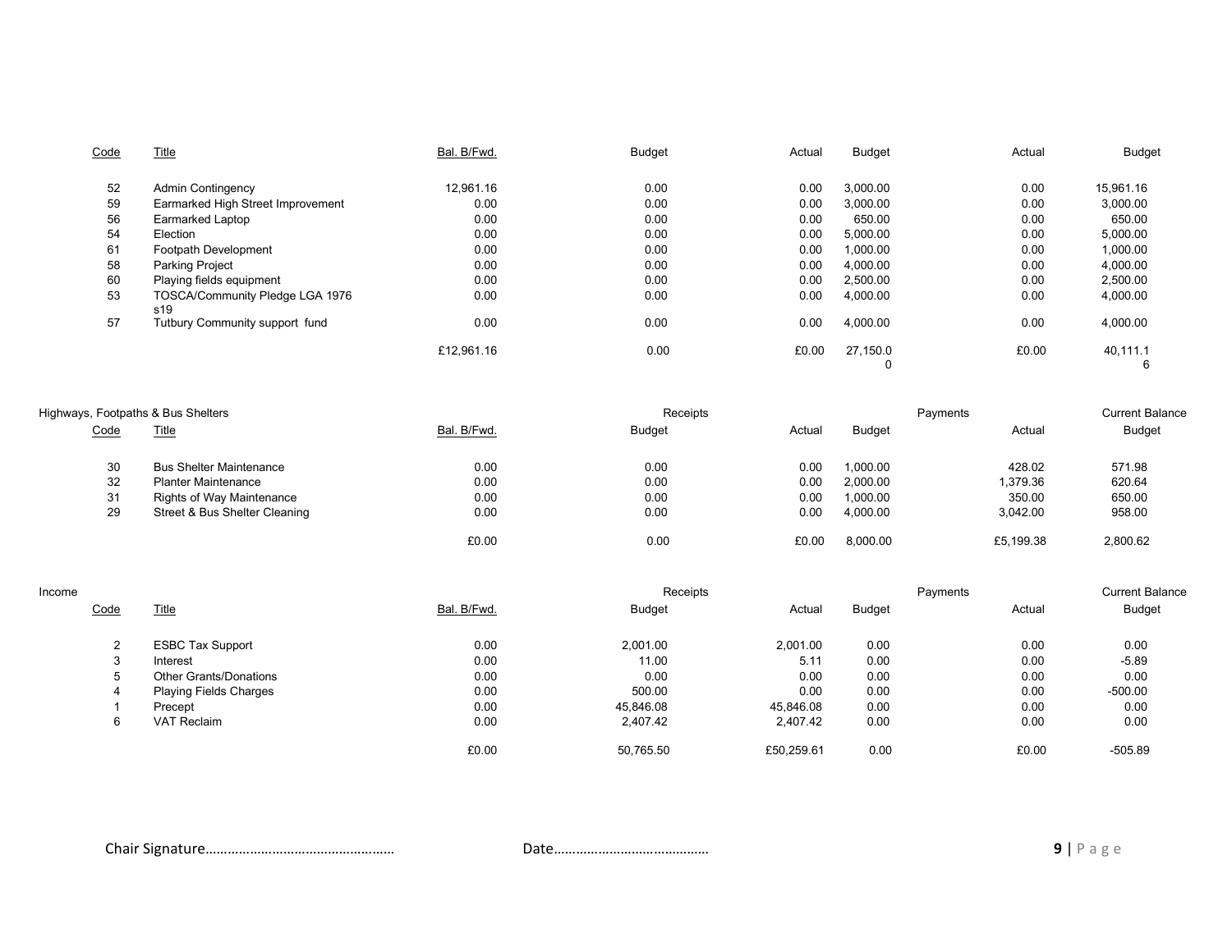| Code | Title | Bal. B/Fwd. | Budget | Actual | Budget | Actual | Budget |
|---|---|---|---|---|---|---|---|
| 52 | Admin Contingency | 12,961.16 | 0.00 | 0.00 | 3,000.00 | 0.00 | 15,961.16 |
| 59 | Earmarked High Street Improvement | 0.00 | 0.00 | 0.00 | 3,000.00 | 0.00 | 3,000.00 |
| 56 | Earmarked Laptop | 0.00 | 0.00 | 0.00 | 650.00 | 0.00 | 650.00 |
| 54 | Election | 0.00 | 0.00 | 0.00 | 5,000.00 | 0.00 | 5,000.00 |
| 61 | Footpath Development | 0.00 | 0.00 | 0.00 | 1,000.00 | 0.00 | 1,000.00 |
| 58 | Parking Project | 0.00 | 0.00 | 0.00 | 4,000.00 | 0.00 | 4,000.00 |
| 60 | Playing fields equipment | 0.00 | 0.00 | 0.00 | 2,500.00 | 0.00 | 2,500.00 |
| 53 | TOSCA/Community Pledge LGA 1976 s19 | 0.00 | 0.00 | 0.00 | 4,000.00 | 0.00 | 4,000.00 |
| 57 | Tutbury Community support fund | 0.00 | 0.00 | 0.00 | 4,000.00 | 0.00 | 4,000.00 |
| | | £12,961.16 | 0.00 | £0.00 | 27,150.00 | £0.00 | 40,111.16 |

Highways, Footpaths & Bus Shelters

| | | | Receipts | | Payments | | Current Balance |
|---|---|---|---|---|---|---|---|
| Code | Title | Bal. B/Fwd. | Budget | Actual | Budget | Actual | Budget |
| 30 | Bus Shelter Maintenance | 0.00 | 0.00 | 0.00 | 1,000.00 | 428.02 | 571.98 |
| 32 | Planter Maintenance | 0.00 | 0.00 | 0.00 | 2,000.00 | 1,379.36 | 620.64 |
| 31 | Rights of Way Maintenance | 0.00 | 0.00 | 0.00 | 1,000.00 | 350.00 | 650.00 |
| 29 | Street & Bus Shelter Cleaning | 0.00 | 0.00 | 0.00 | 4,000.00 | 3,042.00 | 958.00 |
| | | £0.00 | 0.00 | £0.00 | 8,000.00 | £5,199.38 | 2,800.62 |

Income

| | | | Receipts | | Payments | | Current Balance |
|---|---|---|---|---|---|---|---|
| Code | Title | Bal. B/Fwd. | Budget | Actual | Budget | Actual | Budget |
| 2 | ESBC Tax Support | 0.00 | 2,001.00 | 2,001.00 | 0.00 | 0.00 | 0.00 |
| 3 | Interest | 0.00 | 11.00 | 5.11 | 0.00 | 0.00 | -5.89 |
| 5 | Other Grants/Donations | 0.00 | 0.00 | 0.00 | 0.00 | 0.00 | 0.00 |
| 4 | Playing Fields Charges | 0.00 | 500.00 | 0.00 | 0.00 | 0.00 | -500.00 |
| 1 | Precept | 0.00 | 45,846.08 | 45,846.08 | 0.00 | 0.00 | 0.00 |
| 6 | VAT Reclaim | 0.00 | 2,407.42 | 2,407.42 | 0.00 | 0.00 | 0.00 |
| | | £0.00 | 50,765.50 | £50,259.61 | 0.00 | £0.00 | -505.89 |

Chair Signature…………………………………………… Date……………………………………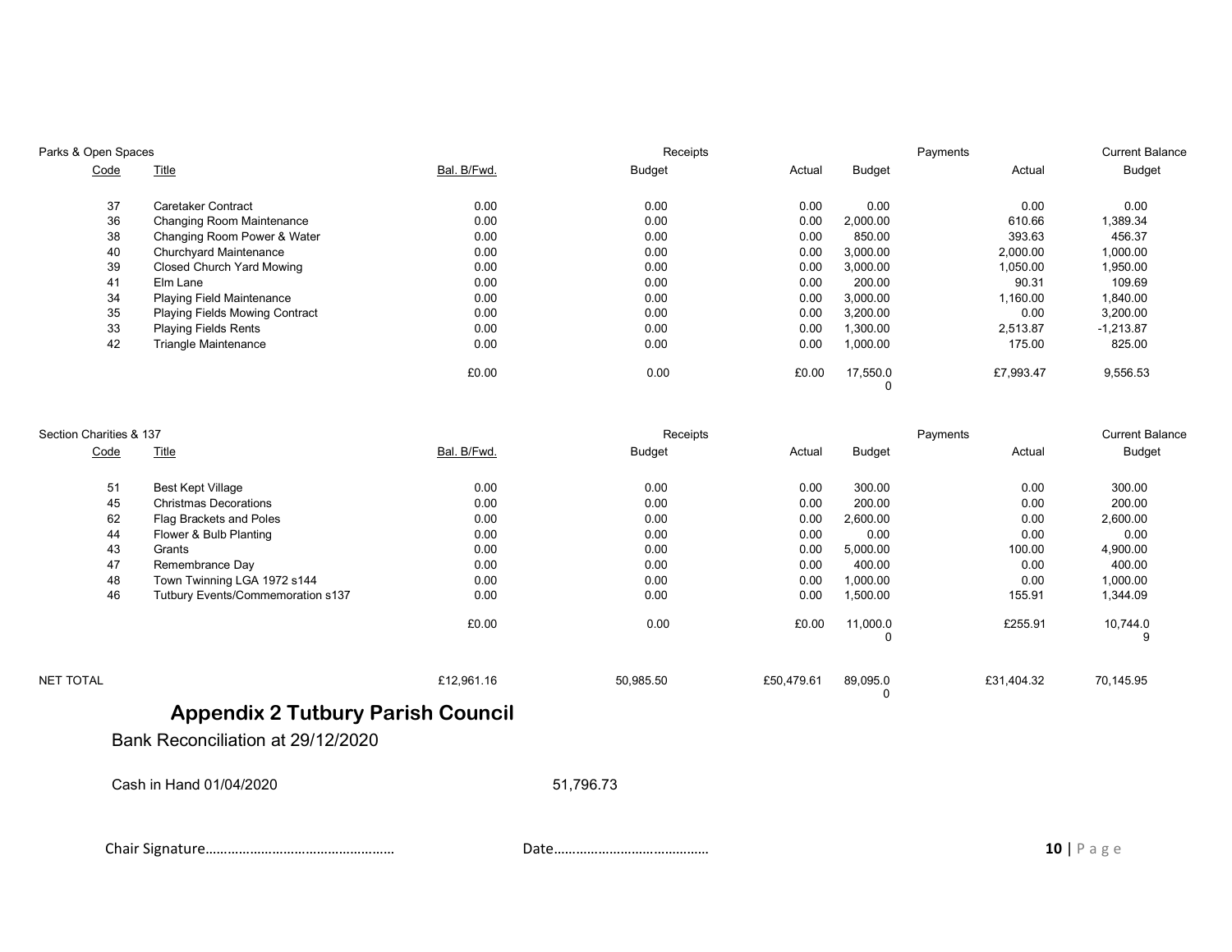Parks & Open Spaces

| Code | Title | Bal. B/Fwd. | Receipts Budget | Receipts Actual | Payments Budget | Payments Actual | Current Balance Budget |
|---|---|---|---|---|---|---|---|
| 37 | Caretaker Contract | 0.00 | 0.00 | 0.00 | 0.00 | 0.00 | 0.00 |
| 36 | Changing Room Maintenance | 0.00 | 0.00 | 0.00 | 2,000.00 | 610.66 | 1,389.34 |
| 38 | Changing Room Power & Water | 0.00 | 0.00 | 0.00 | 850.00 | 393.63 | 456.37 |
| 40 | Churchyard Maintenance | 0.00 | 0.00 | 0.00 | 3,000.00 | 2,000.00 | 1,000.00 |
| 39 | Closed Church Yard Mowing | 0.00 | 0.00 | 0.00 | 3,000.00 | 1,050.00 | 1,950.00 |
| 41 | Elm Lane | 0.00 | 0.00 | 0.00 | 200.00 | 90.31 | 109.69 |
| 34 | Playing Field Maintenance | 0.00 | 0.00 | 0.00 | 3,000.00 | 1,160.00 | 1,840.00 |
| 35 | Playing Fields Mowing Contract | 0.00 | 0.00 | 0.00 | 3,200.00 | 0.00 | 3,200.00 |
| 33 | Playing Fields Rents | 0.00 | 0.00 | 0.00 | 1,300.00 | 2,513.87 | -1,213.87 |
| 42 | Triangle Maintenance | 0.00 | 0.00 | 0.00 | 1,000.00 | 175.00 | 825.00 |
| | | £0.00 | 0.00 | £0.00 | 17,550.00 | £7,993.47 | 9,556.53 |

Section Charities & 137

| Code | Title | Bal. B/Fwd. | Receipts Budget | Receipts Actual | Payments Budget | Payments Actual | Current Balance Budget |
|---|---|---|---|---|---|---|---|
| 51 | Best Kept Village | 0.00 | 0.00 | 0.00 | 300.00 | 0.00 | 300.00 |
| 45 | Christmas Decorations | 0.00 | 0.00 | 0.00 | 200.00 | 0.00 | 200.00 |
| 62 | Flag Brackets and Poles | 0.00 | 0.00 | 0.00 | 2,600.00 | 0.00 | 2,600.00 |
| 44 | Flower & Bulb Planting | 0.00 | 0.00 | 0.00 | 0.00 | 0.00 | 0.00 |
| 43 | Grants | 0.00 | 0.00 | 0.00 | 5,000.00 | 100.00 | 4,900.00 |
| 47 | Remembrance Day | 0.00 | 0.00 | 0.00 | 400.00 | 0.00 | 400.00 |
| 48 | Town Twinning LGA 1972 s144 | 0.00 | 0.00 | 0.00 | 1,000.00 | 0.00 | 1,000.00 |
| 46 | Tutbury Events/Commemoration s137 | 0.00 | 0.00 | 0.00 | 1,500.00 | 155.91 | 1,344.09 |
| | | £0.00 | 0.00 | £0.00 | 11,000.00 | £255.91 | 10,744.09 |

| | Bal. B/Fwd. | Receipts Budget | Receipts Actual | Payments Budget | Payments Actual | Current Balance Budget |
|---|---|---|---|---|---|---|
| NET TOTAL | £12,961.16 | 50,985.50 | £50,479.61 | 89,095.00 | £31,404.32 | 70,145.95 |

## Appendix 2 Tutbury Parish Council

Bank Reconciliation at 29/12/2020

Cash in Hand 01/04/2020 51,796.73

Chair Signature…………………………………………… Date……………………………………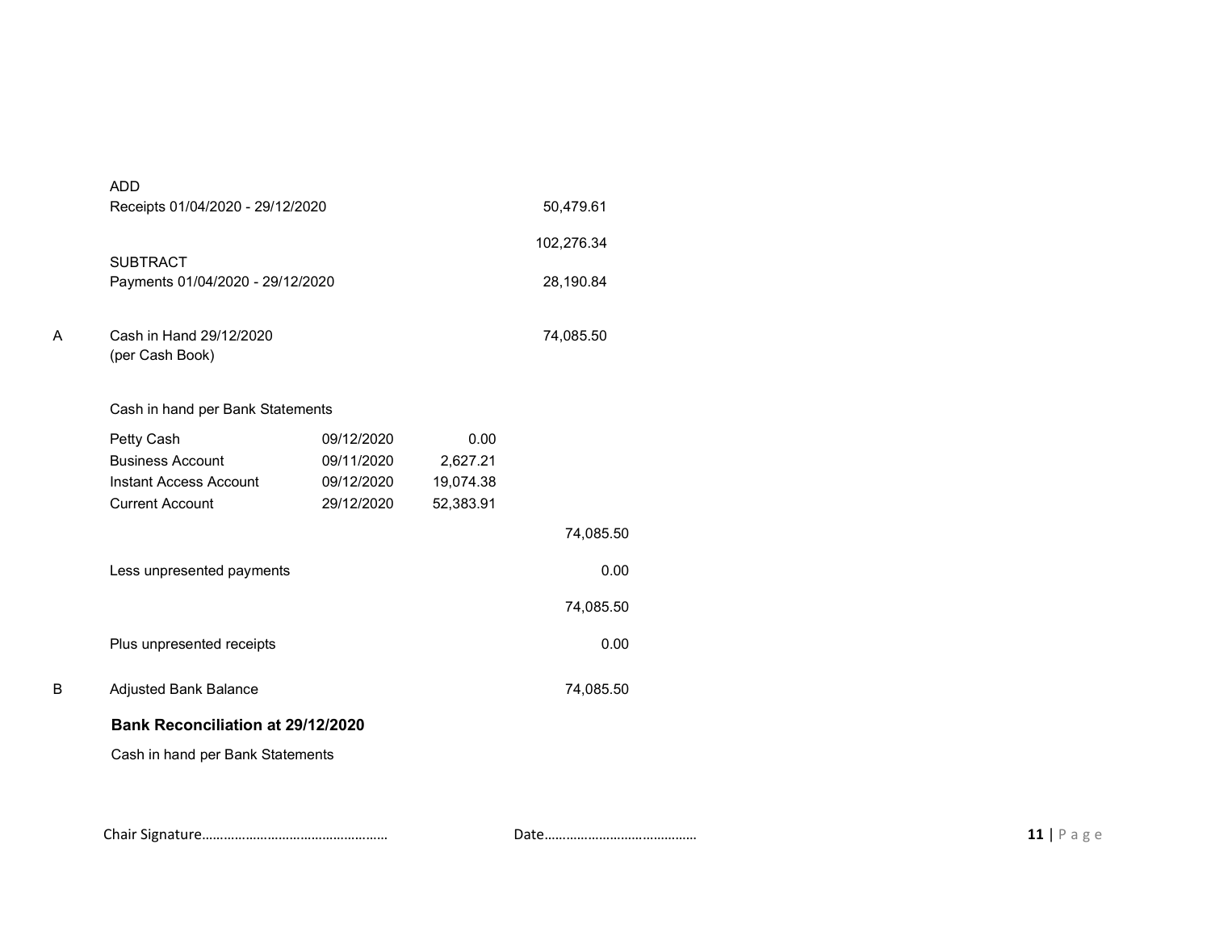| | | | | |
|---|---|---|---|---|
| | ADD | | | |
| | Receipts 01/04/2020 - 29/12/2020 | | | 50,479.61 |
| | | | | 102,276.34 |
| | SUBTRACT | | | |
| | Payments 01/04/2020 - 29/12/2020 | | | 28,190.84 |
| A | Cash in Hand 29/12/2020 (per Cash Book) | | | 74,085.50 |

Cash in hand per Bank Statements

| | | | |
|---|---|---|---|
| Petty Cash | 09/12/2020 | 0.00 | |
| Business Account | 09/11/2020 | 2,627.21 | |
| Instant Access Account | 09/12/2020 | 19,074.38 | |
| Current Account | 29/12/2020 | 52,383.91 | |
| | | | 74,085.50 |
| Less unpresented payments | | | 0.00 |
| | | | 74,085.50 |
| Plus unpresented receipts | | | 0.00 |

B Adjusted Bank Balance 74,085.50

**Bank Reconciliation at 29/12/2020**

Cash in hand per Bank Statements

Chair Signature…………………………………………… Date……………………………………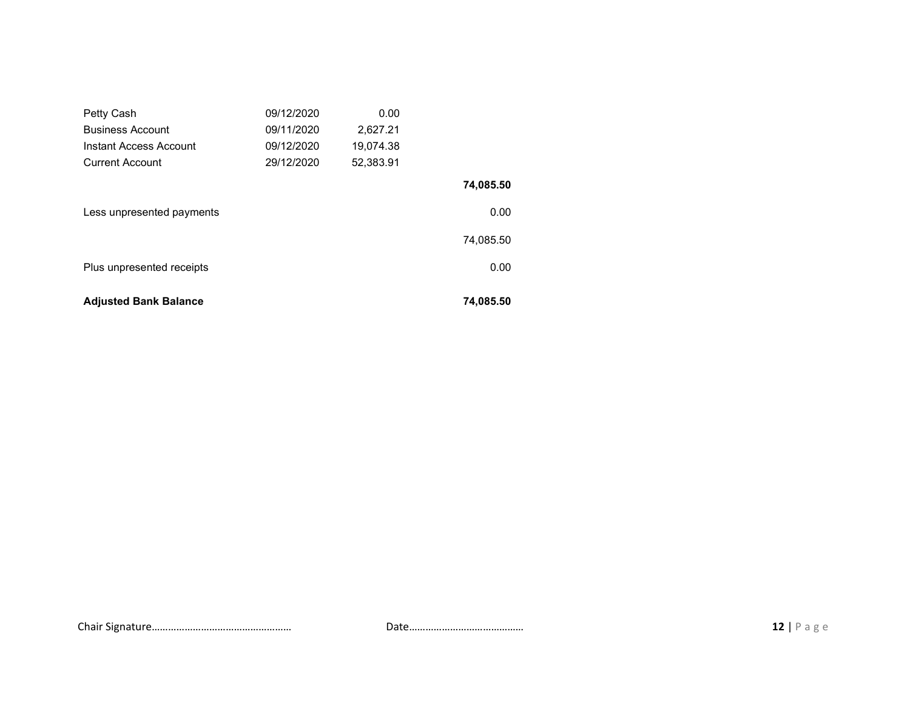| | | | |
|---|---|---|---|
| Petty Cash | 09/12/2020 | 0.00 | |
| Business Account | 09/11/2020 | 2,627.21 | |
| Instant Access Account | 09/12/2020 | 19,074.38 | |
| Current Account | 29/12/2020 | 52,383.91 | |
| | | | **74,085.50** |
| Less unpresented payments | | | 0.00 |
| | | | 74,085.50 |
| Plus unpresented receipts | | | 0.00 |
| **Adjusted Bank Balance** | | | **74,085.50** |

Chair Signature…………………………………………… Date……………………………………